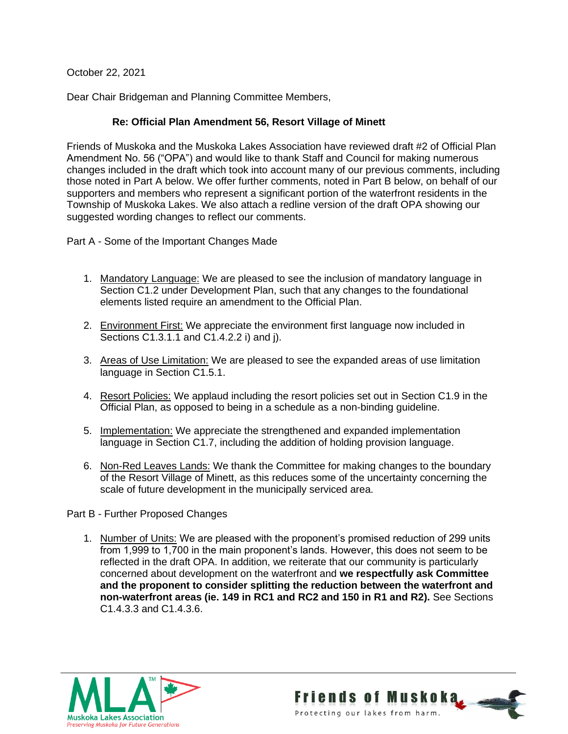October 22, 2021

Dear Chair Bridgeman and Planning Committee Members,

**Re: Official Plan Amendment 56, Resort Village of Minett**

Friends of Muskoka and the Muskoka Lakes Association have reviewed draft #2 of Official Plan Amendment No. 56 ("OPA") and would like to thank Staff and Council for making numerous changes included in the draft which took into account many of our previous comments, including those noted in Part A below. We offer further comments, noted in Part B below, on behalf of our supporters and members who represent a significant portion of the waterfront residents in the Township of Muskoka Lakes. We also attach a redline version of the draft OPA showing our suggested wording changes to reflect our comments.

Part A - Some of the Important Changes Made

1. Mandatory Language: We are pleased to see the inclusion of mandatory language in Section C1.2 under Development Plan, such that any changes to the foundational elements listed require an amendment to the Official Plan.

2. Environment First: We appreciate the environment first language now included in Sections C1.3.1.1 and C1.4.2.2 i) and j).

3. Areas of Use Limitation: We are pleased to see the expanded areas of use limitation language in Section C1.5.1.

4. Resort Policies: We applaud including the resort policies set out in Section C1.9 in the Official Plan, as opposed to being in a schedule as a non-binding guideline.

5. Implementation: We appreciate the strengthened and expanded implementation language in Section C1.7, including the addition of holding provision language.

6. Non-Red Leaves Lands: We thank the Committee for making changes to the boundary of the Resort Village of Minett, as this reduces some of the uncertainty concerning the scale of future development in the municipally serviced area.

Part B - Further Proposed Changes

1. Number of Units: We are pleased with the proponent's promised reduction of 299 units from 1,999 to 1,700 in the main proponent's lands. However, this does not seem to be reflected in the draft OPA. In addition, we reiterate that our community is particularly concerned about development on the waterfront and **we respectfully ask Committee and the proponent to consider splitting the reduction between the waterfront and non-waterfront areas (ie. 149 in RC1 and RC2 and 150 in R1 and R2).** See Sections C1.4.3.3 and C1.4.3.6.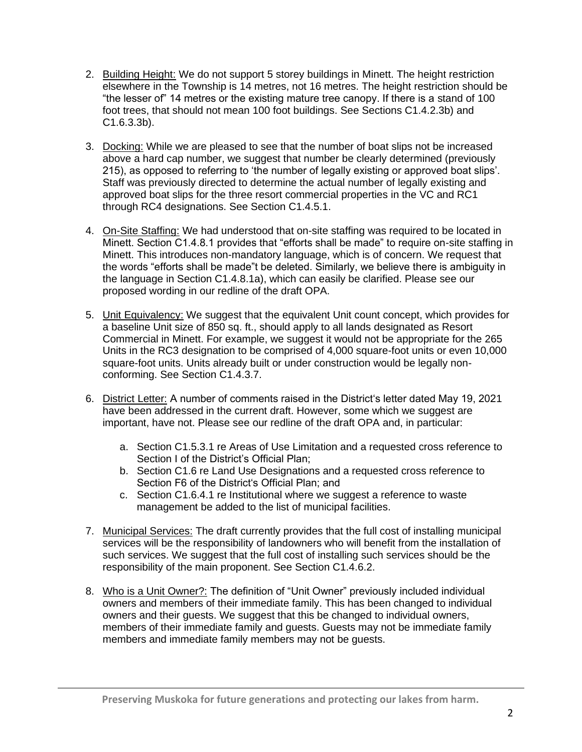2. Building Height: We do not support 5 storey buildings in Minett. The height restriction elsewhere in the Township is 14 metres, not 16 metres. The height restriction should be "the lesser of" 14 metres or the existing mature tree canopy. If there is a stand of 100 foot trees, that should not mean 100 foot buildings. See Sections C1.4.2.3b) and C1.6.3.3b).

3. Docking: While we are pleased to see that the number of boat slips not be increased above a hard cap number, we suggest that number be clearly determined (previously 215), as opposed to referring to 'the number of legally existing or approved boat slips'. Staff was previously directed to determine the actual number of legally existing and approved boat slips for the three resort commercial properties in the VC and RC1 through RC4 designations. See Section C1.4.5.1.

4. On-Site Staffing: We had understood that on-site staffing was required to be located in Minett. Section C1.4.8.1 provides that "efforts shall be made" to require on-site staffing in Minett. This introduces non-mandatory language, which is of concern. We request that the words "efforts shall be made"t be deleted. Similarly, we believe there is ambiguity in the language in Section C1.4.8.1a), which can easily be clarified. Please see our proposed wording in our redline of the draft OPA.

5. Unit Equivalency: We suggest that the equivalent Unit count concept, which provides for a baseline Unit size of 850 sq. ft., should apply to all lands designated as Resort Commercial in Minett. For example, we suggest it would not be appropriate for the 265 Units in the RC3 designation to be comprised of 4,000 square-foot units or even 10,000 square-foot units. Units already built or under construction would be legally non-conforming. See Section C1.4.3.7.

6. District Letter: A number of comments raised in the District's letter dated May 19, 2021 have been addressed in the current draft. However, some which we suggest are important, have not. Please see our redline of the draft OPA and, in particular:

    a. Section C1.5.3.1 re Areas of Use Limitation and a requested cross reference to Section I of the District's Official Plan;
    b. Section C1.6 re Land Use Designations and a requested cross reference to Section F6 of the District's Official Plan; and
    c. Section C1.6.4.1 re Institutional where we suggest a reference to waste management be added to the list of municipal facilities.

7. Municipal Services: The draft currently provides that the full cost of installing municipal services will be the responsibility of landowners who will benefit from the installation of such services. We suggest that the full cost of installing such services should be the responsibility of the main proponent. See Section C1.4.6.2.

8. Who is a Unit Owner?: The definition of "Unit Owner" previously included individual owners and members of their immediate family. This has been changed to individual owners and their guests. We suggest that this be changed to individual owners, members of their immediate family and guests. Guests may not be immediate family members and immediate family members may not be guests.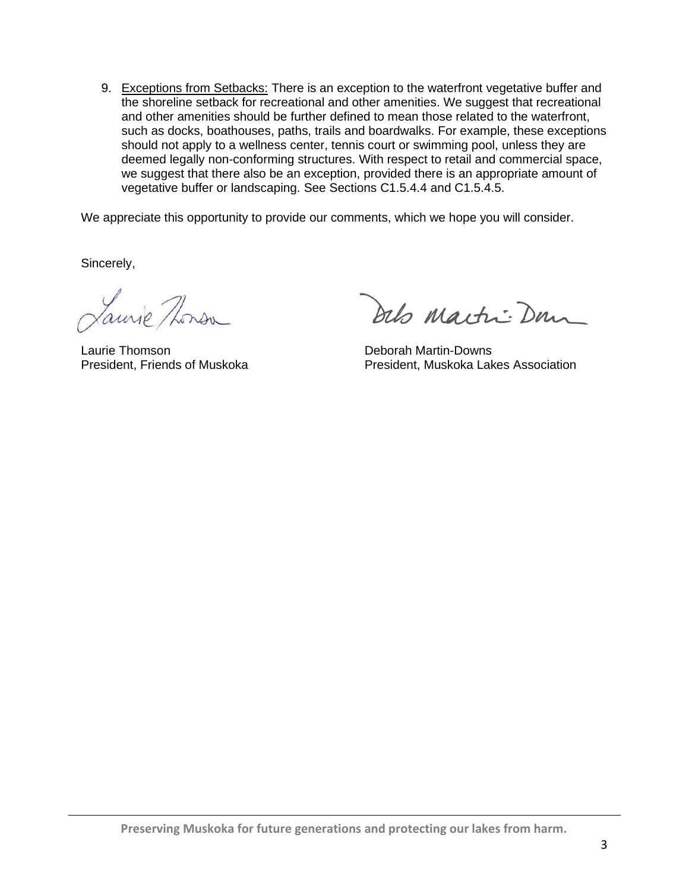9. <u>Exceptions from Setbacks:</u> There is an exception to the waterfront vegetative buffer and the shoreline setback for recreational and other amenities. We suggest that recreational and other amenities should be further defined to mean those related to the waterfront, such as docks, boathouses, paths, trails and boardwalks. For example, these exceptions should not apply to a wellness center, tennis court or swimming pool, unless they are deemed legally non-conforming structures. With respect to retail and commercial space, we suggest that there also be an exception, provided there is an appropriate amount of vegetative buffer or landscaping. See Sections C1.5.4.4 and C1.5.4.5.

We appreciate this opportunity to provide our comments, which we hope you will consider.

Sincerely,

Laurie Thomson
President, Friends of Muskoka

Deborah Martin-Downs
President, Muskoka Lakes Association

**Preserving Muskoka for future generations and protecting our lakes from harm.**